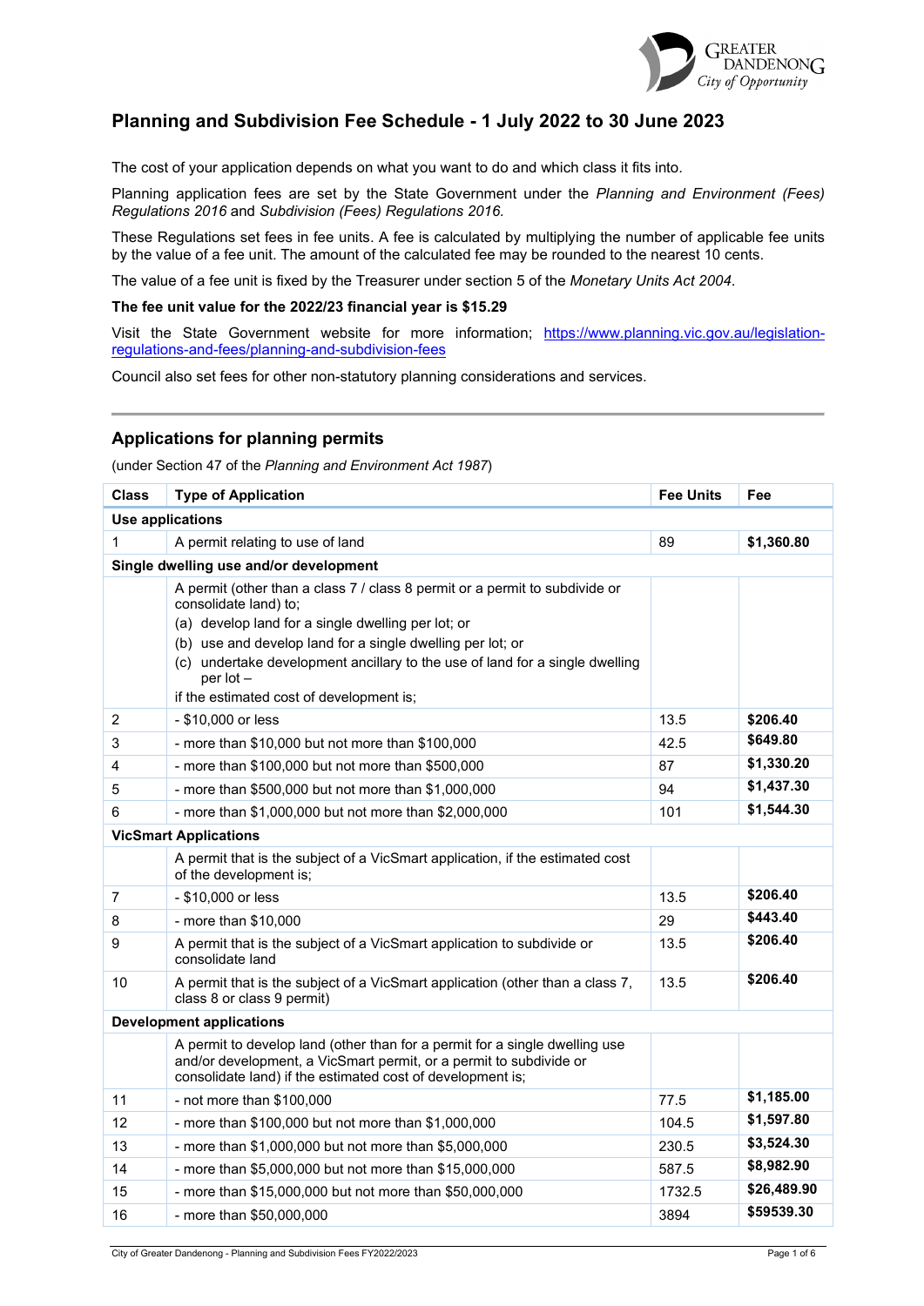# Planning and Subdivision Fee Schedule - 1 July 2022 to 30 June 2023

The cost of your application depends on what you want to do and which class it fits into.

Planning application fees are set by the State Government under the *Planning and Environment (Fees) Regulations 2016* and *Subdivision (Fees) Regulations 2016.*

These Regulations set fees in fee units. A fee is calculated by multiplying the number of applicable fee units by the value of a fee unit. The amount of the calculated fee may be rounded to the nearest 10 cents.

The value of a fee unit is fixed by the Treasurer under section 5 of the *Monetary Units Act 2004*.

**The fee unit value for the 2022/23 financial year is $15.29**

Visit the State Government website for more information; https://www.planning.vic.gov.au/legislation-regulations-and-fees/planning-and-subdivision-fees

Council also set fees for other non-statutory planning considerations and services.

## Applications for planning permits

(under Section 47 of the *Planning and Environment Act 1987*)

| Class | Type of Application | Fee Units | Fee |
|---|---|---|---|
| **Use applications** | | | |
| 1 | A permit relating to use of land | 89 | **$1,360.80** |
| **Single dwelling use and/or development** | | | |
| | A permit (other than a class 7 / class 8 permit or a permit to subdivide or consolidate land) to;<br>(a) develop land for a single dwelling per lot; or<br>(b) use and develop land for a single dwelling per lot; or<br>(c) undertake development ancillary to the use of land for a single dwelling per lot –<br>if the estimated cost of development is; | | |
| 2 | - $10,000 or less | 13.5 | **$206.40** |
| 3 | - more than $10,000 but not more than $100,000 | 42.5 | **$649.80** |
| 4 | - more than $100,000 but not more than $500,000 | 87 | **$1,330.20** |
| 5 | - more than $500,000 but not more than $1,000,000 | 94 | **$1,437.30** |
| 6 | - more than $1,000,000 but not more than $2,000,000 | 101 | **$1,544.30** |
| **VicSmart Applications** | | | |
| | A permit that is the subject of a VicSmart application, if the estimated cost of the development is; | | |
| 7 | - $10,000 or less | 13.5 | **$206.40** |
| 8 | - more than $10,000 | 29 | **$443.40** |
| 9 | A permit that is the subject of a VicSmart application to subdivide or consolidate land | 13.5 | **$206.40** |
| 10 | A permit that is the subject of a VicSmart application (other than a class 7, class 8 or class 9 permit) | 13.5 | **$206.40** |
| **Development applications** | | | |
| | A permit to develop land (other than for a permit for a single dwelling use and/or development, a VicSmart permit, or a permit to subdivide or consolidate land) if the estimated cost of development is; | | |
| 11 | - not more than $100,000 | 77.5 | **$1,185.00** |
| 12 | - more than $100,000 but not more than $1,000,000 | 104.5 | **$1,597.80** |
| 13 | - more than $1,000,000 but not more than $5,000,000 | 230.5 | **$3,524.30** |
| 14 | - more than $5,000,000 but not more than $15,000,000 | 587.5 | **$8,982.90** |
| 15 | - more than $15,000,000 but not more than $50,000,000 | 1732.5 | **$26,489.90** |
| 16 | - more than $50,000,000 | 3894 | **$59539.30** |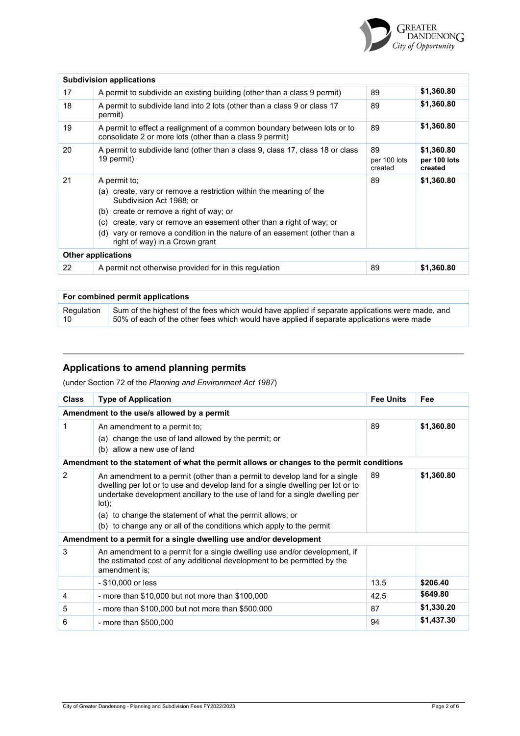| | Subdivision applications | | |
|---|---|---|---|
| 17 | A permit to subdivide an existing building (other than a class 9 permit) | 89 | $1,360.80 |
| 18 | A permit to subdivide land into 2 lots (other than a class 9 or class 17 permit) | 89 | $1,360.80 |
| 19 | A permit to effect a realignment of a common boundary between lots or to consolidate 2 or more lots (other than a class 9 permit) | 89 | $1,360.80 |
| 20 | A permit to subdivide land (other than a class 9, class 17, class 18 or class 19 permit) | 89 per 100 lots created | **$1,360.80 per 100 lots created** |
| 21 | A permit to; (a) create, vary or remove a restriction within the meaning of the Subdivision Act 1988; or (b) create or remove a right of way; or (c) create, vary or remove an easement other than a right of way; or (d) vary or remove a condition in the nature of an easement (other than a right of way) in a Crown grant | 89 | **$1,360.80** |
| | **Other applications** | | |
| 22 | A permit not otherwise provided for in this regulation | 89 | **$1,360.80** |

| For combined permit applications | |
|---|---|
| Regulation 10 | Sum of the highest of the fees which would have applied if separate applications were made, and 50% of each of the other fees which would have applied if separate applications were made |

## Applications to amend planning permits

(under Section 72 of the *Planning and Environment Act 1987*)

| Class | Type of Application | Fee Units | Fee |
|---|---|---|---|
| | **Amendment to the use/s allowed by a permit** | | |
| 1 | An amendment to a permit to; (a) change the use of land allowed by the permit; or (b) allow a new use of land | 89 | **$1,360.80** |
| | **Amendment to the statement of what the permit allows or changes to the permit conditions** | | |
| 2 | An amendment to a permit (other than a permit to develop land for a single dwelling per lot or to use and develop land for a single dwelling per lot or to undertake development ancillary to the use of land for a single dwelling per lot); (a) to change the statement of what the permit allows; or (b) to change any or all of the conditions which apply to the permit | 89 | **$1,360.80** |
| | **Amendment to a permit for a single dwelling use and/or development** | | |
| 3 | An amendment to a permit for a single dwelling use and/or development, if the estimated cost of any additional development to be permitted by the amendment is; | | |
| | - $10,000 or less | 13.5 | **$206.40** |
| 4 | - more than $10,000 but not more than $100,000 | 42.5 | **$649.80** |
| 5 | - more than $100,000 but not more than $500,000 | 87 | **$1,330.20** |
| 6 | - more than $500,000 | 94 | **$1,437.30** |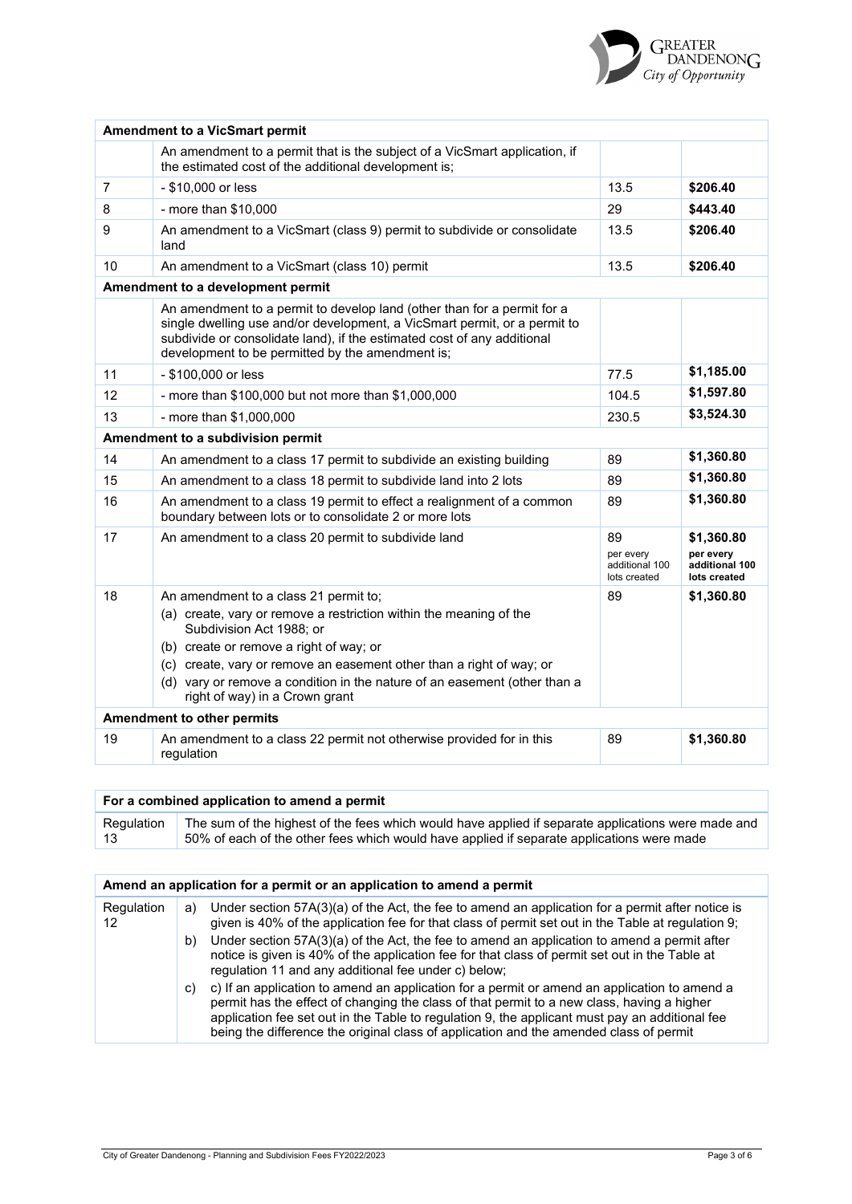| **Amendment to a VicSmart permit** | | | |
|---|---|---|---|
| | An amendment to a permit that is the subject of a VicSmart application, if the estimated cost of the additional development is; | | |
| 7 | - $10,000 or less | 13.5 | **$206.40** |
| 8 | - more than $10,000 | 29 | **$443.40** |
| 9 | An amendment to a VicSmart (class 9) permit to subdivide or consolidate land | 13.5 | **$206.40** |
| 10 | An amendment to a VicSmart (class 10) permit | 13.5 | **$206.40** |
| **Amendment to a development permit** | | | |
| | An amendment to a permit to develop land (other than for a permit for a single dwelling use and/or development, a VicSmart permit, or a permit to subdivide or consolidate land), if the estimated cost of any additional development to be permitted by the amendment is; | | |
| 11 | - $100,000 or less | 77.5 | **$1,185.00** |
| 12 | - more than $100,000 but not more than $1,000,000 | 104.5 | **$1,597.80** |
| 13 | - more than $1,000,000 | 230.5 | **$3,524.30** |
| **Amendment to a subdivision permit** | | | |
| 14 | An amendment to a class 17 permit to subdivide an existing building | 89 | **$1,360.80** |
| 15 | An amendment to a class 18 permit to subdivide land into 2 lots | 89 | **$1,360.80** |
| 16 | An amendment to a class 19 permit to effect a realignment of a common boundary between lots or to consolidate 2 or more lots | 89 | **$1,360.80** |
| 17 | An amendment to a class 20 permit to subdivide land | 89 per every additional 100 lots created | **$1,360.80 per every additional 100 lots created** |
| 18 | An amendment to a class 21 permit to; (a) create, vary or remove a restriction within the meaning of the Subdivision Act 1988; or (b) create or remove a right of way; or (c) create, vary or remove an easement other than a right of way; or (d) vary or remove a condition in the nature of an easement (other than a right of way) in a Crown grant | 89 | **$1,360.80** |
| **Amendment to other permits** | | | |
| 19 | An amendment to a class 22 permit not otherwise provided for in this regulation | 89 | **$1,360.80** |

| **For a combined application to amend a permit** | |
|---|---|
| Regulation 13 | The sum of the highest of the fees which would have applied if separate applications were made and 50% of each of the other fees which would have applied if separate applications were made |

| **Amend an application for a permit or an application to amend a permit** | |
|---|---|
| Regulation 12 | a) Under section 57A(3)(a) of the Act, the fee to amend an application for a permit after notice is given is 40% of the application fee for that class of permit set out in the Table at regulation 9; b) Under section 57A(3)(a) of the Act, the fee to amend an application to amend a permit after notice is given is 40% of the application fee for that class of permit set out in the Table at regulation 11 and any additional fee under c) below; c) c) If an application to amend an application for a permit or amend an application to amend a permit has the effect of changing the class of that permit to a new class, having a higher application fee set out in the Table to regulation 9, the applicant must pay an additional fee being the difference the original class of application and the amended class of permit |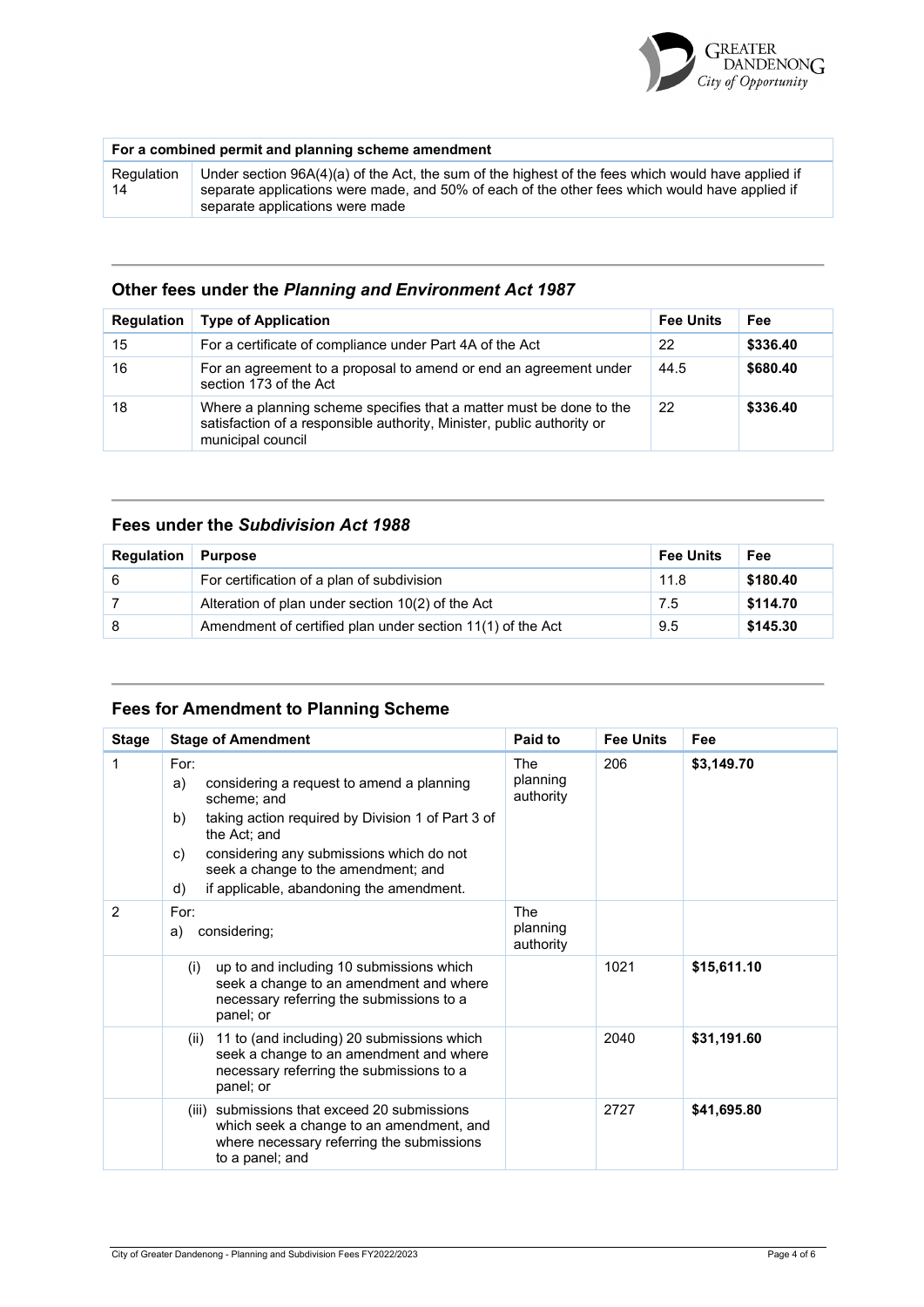| For a combined permit and planning scheme amendment | |
|---|---|
| Regulation 14 | Under section 96A(4)(a) of the Act, the sum of the highest of the fees which would have applied if separate applications were made, and 50% of each of the other fees which would have applied if separate applications were made |

## Other fees under the *Planning and Environment Act 1987*

| Regulation | Type of Application | Fee Units | Fee |
|---|---|---|---|
| 15 | For a certificate of compliance under Part 4A of the Act | 22 | **$336.40** |
| 16 | For an agreement to a proposal to amend or end an agreement under section 173 of the Act | 44.5 | **$680.40** |
| 18 | Where a planning scheme specifies that a matter must be done to the satisfaction of a responsible authority, Minister, public authority or municipal council | 22 | **$336.40** |

## Fees under the *Subdivision Act 1988*

| Regulation | Purpose | Fee Units | Fee |
|---|---|---|---|
| 6 | For certification of a plan of subdivision | 11.8 | **$180.40** |
| 7 | Alteration of plan under section 10(2) of the Act | 7.5 | **$114.70** |
| 8 | Amendment of certified plan under section 11(1) of the Act | 9.5 | **$145.30** |

## Fees for Amendment to Planning Scheme

| Stage | Stage of Amendment | Paid to | Fee Units | Fee |
|---|---|---|---|---|
| 1 | For:<br>a) considering a request to amend a planning scheme; and<br>b) taking action required by Division 1 of Part 3 of the Act; and<br>c) considering any submissions which do not seek a change to the amendment; and<br>d) if applicable, abandoning the amendment. | The planning authority | 206 | **$3,149.70** |
| 2 | For:<br>a) considering; | The planning authority | | |
| | (i) up to and including 10 submissions which seek a change to an amendment and where necessary referring the submissions to a panel; or | | 1021 | **$15,611.10** |
| | (ii) 11 to (and including) 20 submissions which seek a change to an amendment and where necessary referring the submissions to a panel; or | | 2040 | **$31,191.60** |
| | (iii) submissions that exceed 20 submissions which seek a change to an amendment, and where necessary referring the submissions to a panel; and | | 2727 | **$41,695.80** |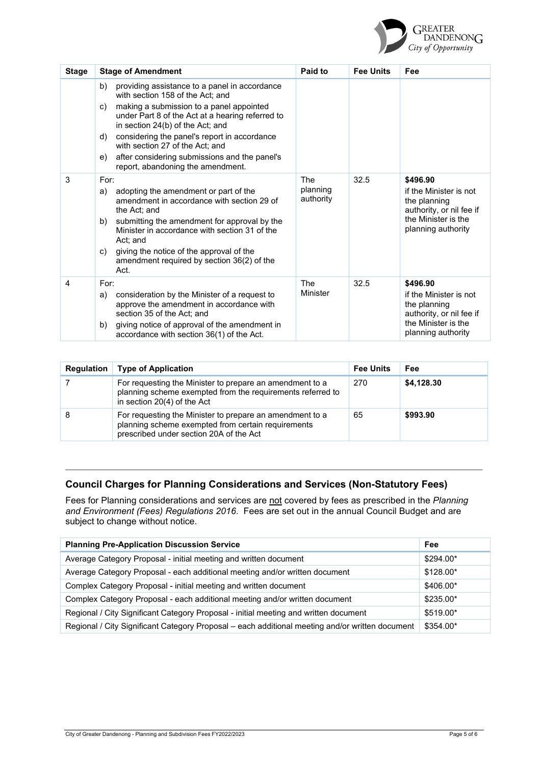| Stage | Stage of Amendment | Paid to | Fee Units | Fee |
|---|---|---|---|---|
| | b) providing assistance to a panel in accordance with section 158 of the Act; and<br>c) making a submission to a panel appointed under Part 8 of the Act at a hearing referred to in section 24(b) of the Act; and<br>d) considering the panel's report in accordance with section 27 of the Act; and<br>e) after considering submissions and the panel's report, abandoning the amendment. | | | |
| 3 | For:<br>a) adopting the amendment or part of the amendment in accordance with section 29 of the Act; and<br>b) submitting the amendment for approval by the Minister in accordance with section 31 of the Act; and<br>c) giving the notice of the approval of the amendment required by section 36(2) of the Act. | The planning authority | 32.5 | **$496.90** if the Minister is not the planning authority, or nil fee if the Minister is the planning authority |
| 4 | For:<br>a) consideration by the Minister of a request to approve the amendment in accordance with section 35 of the Act; and<br>b) giving notice of approval of the amendment in accordance with section 36(1) of the Act. | The Minister | 32.5 | **$496.90** if the Minister is not the planning authority, or nil fee if the Minister is the planning authority |

| Regulation | Type of Application | Fee Units | Fee |
|---|---|---|---|
| 7 | For requesting the Minister to prepare an amendment to a planning scheme exempted from the requirements referred to in section 20(4) of the Act | 270 | **$4,128.30** |
| 8 | For requesting the Minister to prepare an amendment to a planning scheme exempted from certain requirements prescribed under section 20A of the Act | 65 | **$993.90** |

## Council Charges for Planning Considerations and Services (Non-Statutory Fees)

Fees for Planning considerations and services are not covered by fees as prescribed in the *Planning and Environment (Fees) Regulations 2016*. Fees are set out in the annual Council Budget and are subject to change without notice.

| Planning Pre-Application Discussion Service | Fee |
|---|---|
| Average Category Proposal - initial meeting and written document | $294.00* |
| Average Category Proposal - each additional meeting and/or written document | $128.00* |
| Complex Category Proposal - initial meeting and written document | $406.00* |
| Complex Category Proposal - each additional meeting and/or written document | $235.00* |
| Regional / City Significant Category Proposal - initial meeting and written document | $519.00* |
| Regional / City Significant Category Proposal – each additional meeting and/or written document | $354.00* |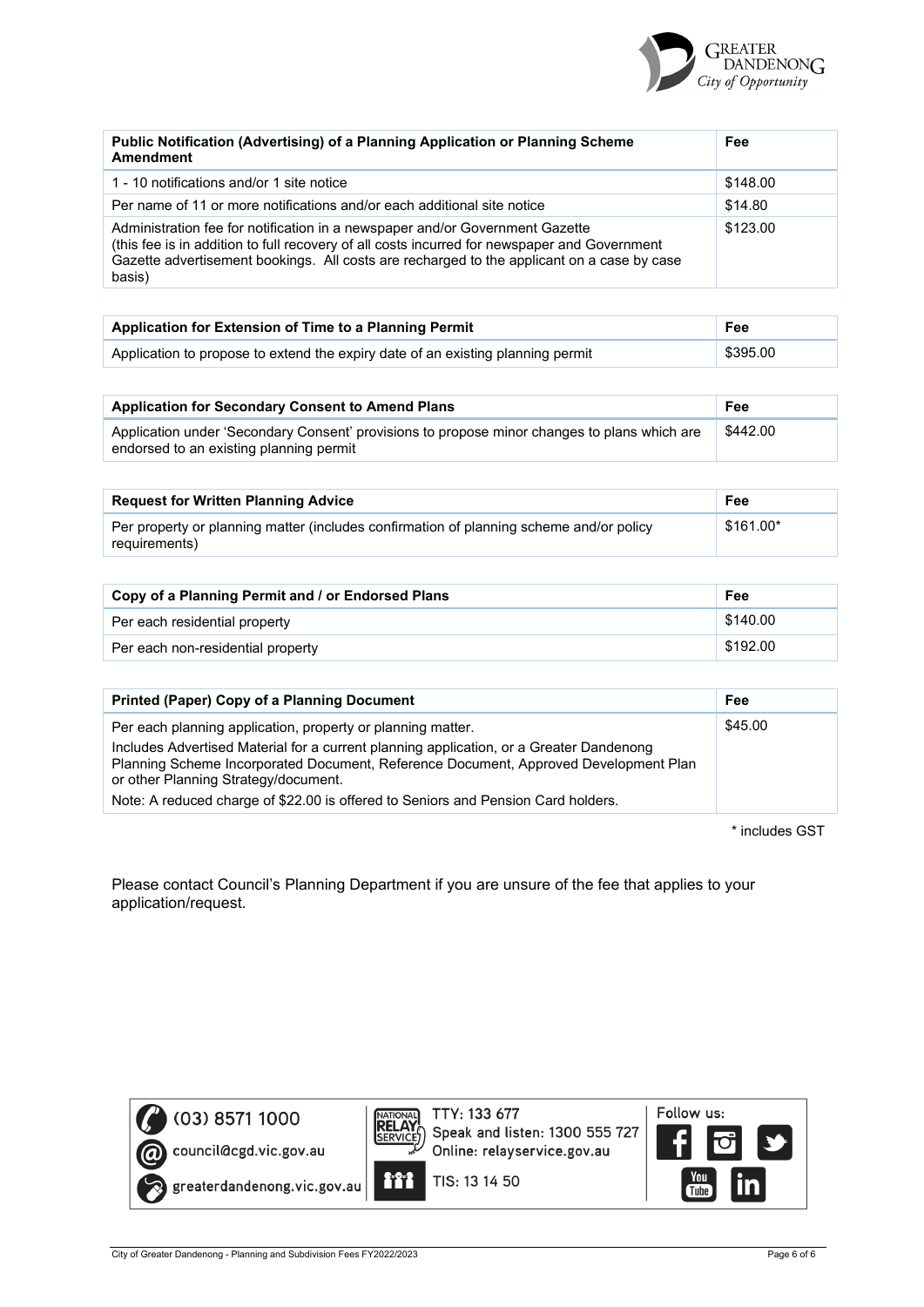| Public Notification (Advertising) of a Planning Application or Planning Scheme Amendment | Fee |
|---|---|
| 1 - 10 notifications and/or 1 site notice | $148.00 |
| Per name of 11 or more notifications and/or each additional site notice | $14.80 |
| Administration fee for notification in a newspaper and/or Government Gazette (this fee is in addition to full recovery of all costs incurred for newspaper and Government Gazette advertisement bookings. All costs are recharged to the applicant on a case by case basis) | $123.00 |

| Application for Extension of Time to a Planning Permit | Fee |
|---|---|
| Application to propose to extend the expiry date of an existing planning permit | $395.00 |

| Application for Secondary Consent to Amend Plans | Fee |
|---|---|
| Application under 'Secondary Consent' provisions to propose minor changes to plans which are endorsed to an existing planning permit | $442.00 |

| Request for Written Planning Advice | Fee |
|---|---|
| Per property or planning matter (includes confirmation of planning scheme and/or policy requirements) | $161.00* |

| Copy of a Planning Permit and / or Endorsed Plans | Fee |
|---|---|
| Per each residential property | $140.00 |
| Per each non-residential property | $192.00 |

| Printed (Paper) Copy of a Planning Document | Fee |
|---|---|
| Per each planning application, property or planning matter. Includes Advertised Material for a current planning application, or a Greater Dandenong Planning Scheme Incorporated Document, Reference Document, Approved Development Plan or other Planning Strategy/document. Note: A reduced charge of $22.00 is offered to Seniors and Pension Card holders. | $45.00 |

* includes GST

Please contact Council's Planning Department if you are unsure of the fee that applies to your application/request.

(03) 8571 1000

council@cgd.vic.gov.au

greaterdandenong.vic.gov.au

TTY: 133 677

Speak and listen: 1300 555 727

Online: relayservice.gov.au

TIS: 13 14 50

Follow us: